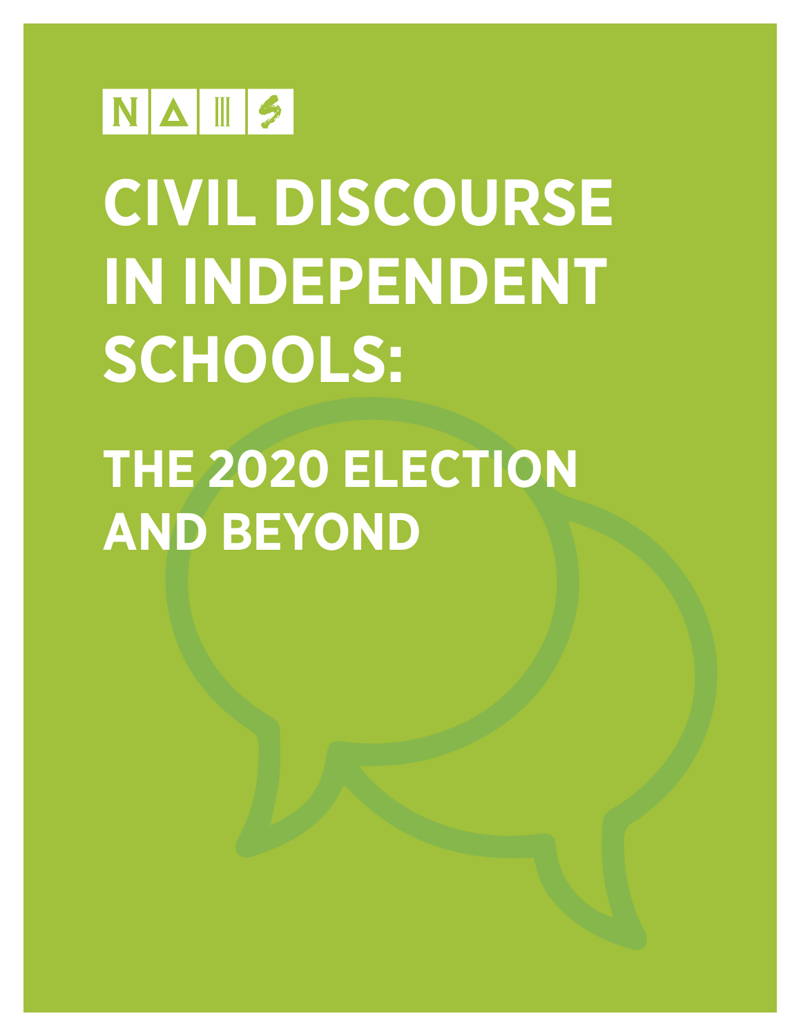NAIS

# CIVIL DISCOURSE IN INDEPENDENT SCHOOLS:

## THE 2020 ELECTION AND BEYOND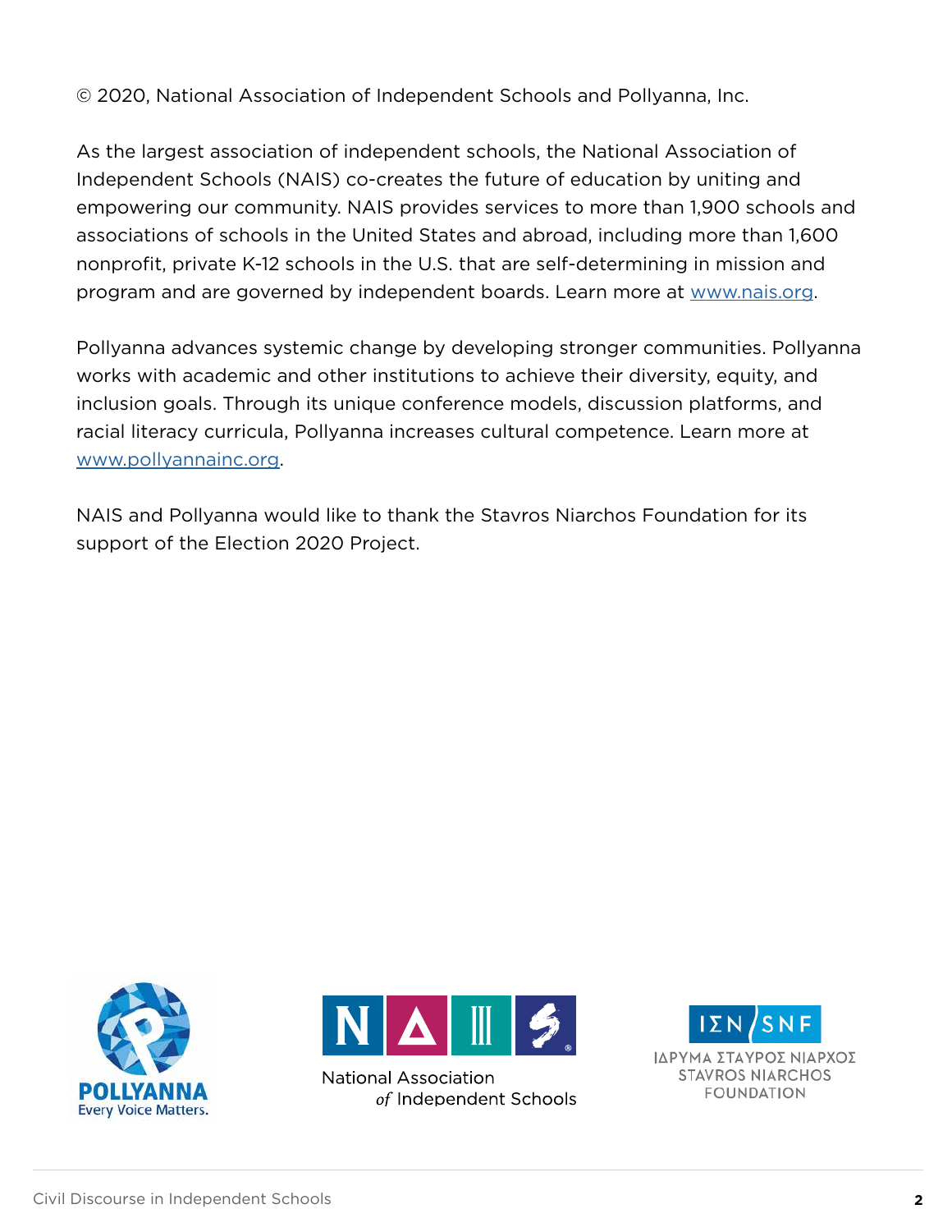© 2020, National Association of Independent Schools and Pollyanna, Inc.

As the largest association of independent schools, the National Association of Independent Schools (NAIS) co-creates the future of education by uniting and empowering our community. NAIS provides services to more than 1,900 schools and associations of schools in the United States and abroad, including more than 1,600 nonprofit, private K-12 schools in the U.S. that are self-determining in mission and program and are governed by independent boards. Learn more at www.nais.org.

Pollyanna advances systemic change by developing stronger communities. Pollyanna works with academic and other institutions to achieve their diversity, equity, and inclusion goals. Through its unique conference models, discussion platforms, and racial literacy curricula, Pollyanna increases cultural competence. Learn more at www.pollyannainc.org.

NAIS and Pollyanna would like to thank the Stavros Niarchos Foundation for its support of the Election 2020 Project.

POLLYANNA
Every Voice Matters.

National Association of Independent Schools

ΙΣΝ/SNF
ΙΔΡΥΜΑ ΣΤΑΥΡΟΣ ΝΙΑΡΧΟΣ
STAVROS NIARCHOS FOUNDATION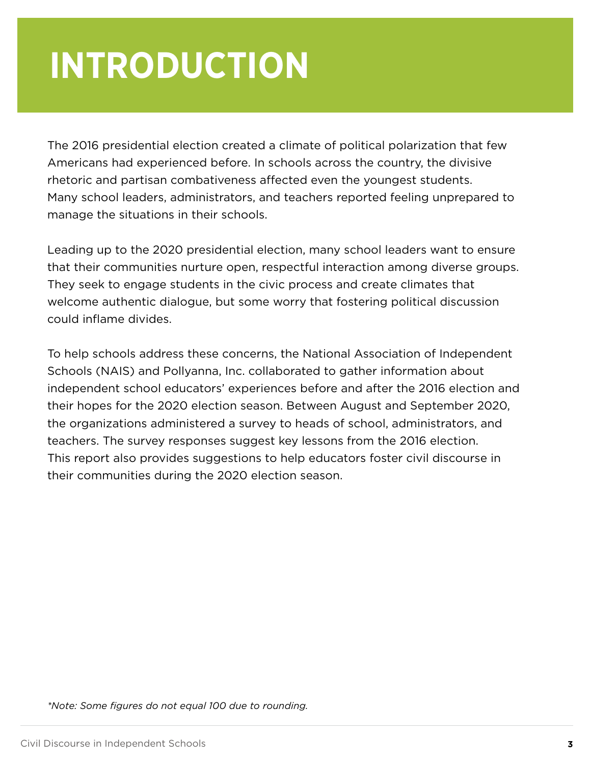# INTRODUCTION

The 2016 presidential election created a climate of political polarization that few Americans had experienced before. In schools across the country, the divisive rhetoric and partisan combativeness affected even the youngest students. Many school leaders, administrators, and teachers reported feeling unprepared to manage the situations in their schools.

Leading up to the 2020 presidential election, many school leaders want to ensure that their communities nurture open, respectful interaction among diverse groups. They seek to engage students in the civic process and create climates that welcome authentic dialogue, but some worry that fostering political discussion could inflame divides.

To help schools address these concerns, the National Association of Independent Schools (NAIS) and Pollyanna, Inc. collaborated to gather information about independent school educators' experiences before and after the 2016 election and their hopes for the 2020 election season. Between August and September 2020, the organizations administered a survey to heads of school, administrators, and teachers. The survey responses suggest key lessons from the 2016 election. This report also provides suggestions to help educators foster civil discourse in their communities during the 2020 election season.

*\*Note: Some figures do not equal 100 due to rounding.*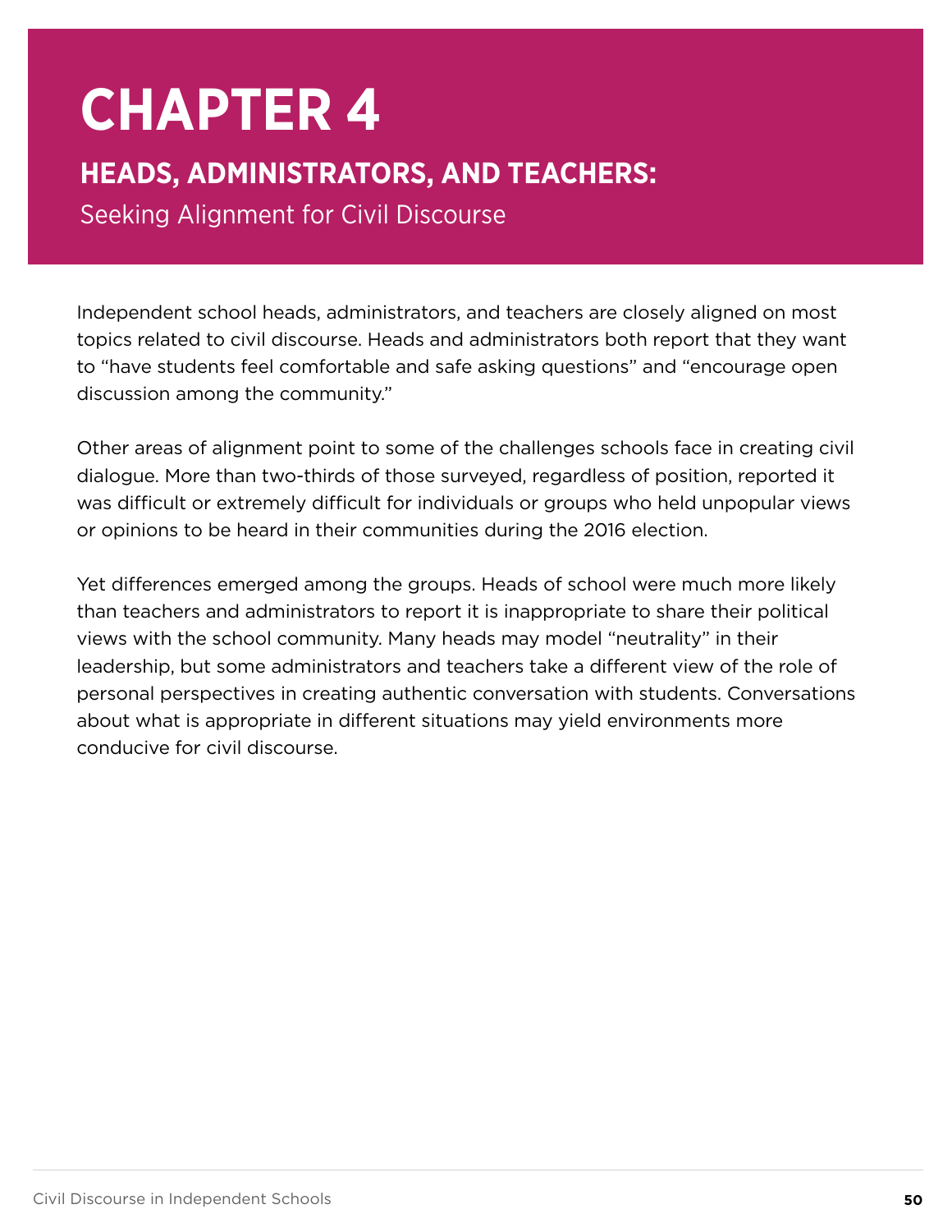# CHAPTER 4

## HEADS, ADMINISTRATORS, AND TEACHERS:

Seeking Alignment for Civil Discourse

Independent school heads, administrators, and teachers are closely aligned on most topics related to civil discourse. Heads and administrators both report that they want to "have students feel comfortable and safe asking questions" and "encourage open discussion among the community."

Other areas of alignment point to some of the challenges schools face in creating civil dialogue. More than two-thirds of those surveyed, regardless of position, reported it was difficult or extremely difficult for individuals or groups who held unpopular views or opinions to be heard in their communities during the 2016 election.

Yet differences emerged among the groups. Heads of school were much more likely than teachers and administrators to report it is inappropriate to share their political views with the school community. Many heads may model "neutrality" in their leadership, but some administrators and teachers take a different view of the role of personal perspectives in creating authentic conversation with students. Conversations about what is appropriate in different situations may yield environments more conducive for civil discourse.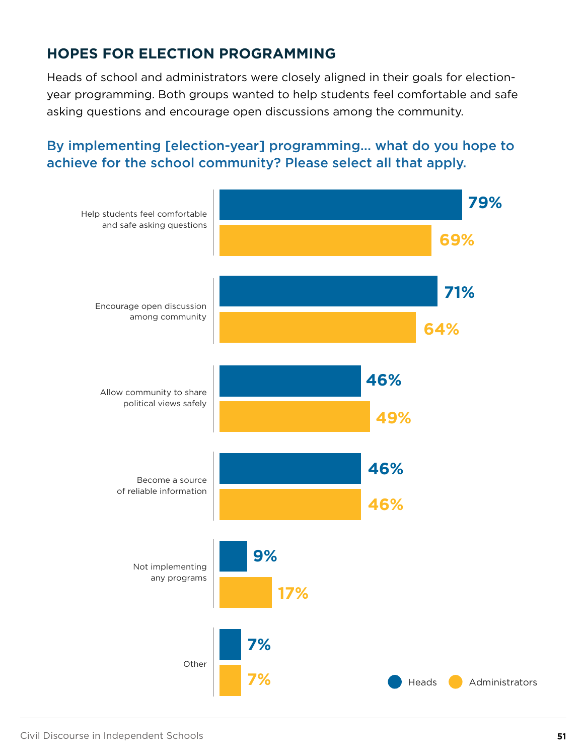## HOPES FOR ELECTION PROGRAMMING

Heads of school and administrators were closely aligned in their goals for election-year programming. Both groups wanted to help students feel comfortable and safe asking questions and encourage open discussions among the community.

### By implementing [election-year] programming... what do you hope to achieve for the school community? Please select all that apply.

| | Heads | Administrators |
|---|---|---|
| Help students feel comfortable and safe asking questions | 79% | 69% |
| Encourage open discussion among community | 71% | 64% |
| Allow community to share political views safely | 46% | 49% |
| Become a source of reliable information | 46% | 46% |
| Not implementing any programs | 9% | 17% |
| Other | 7% | 7% |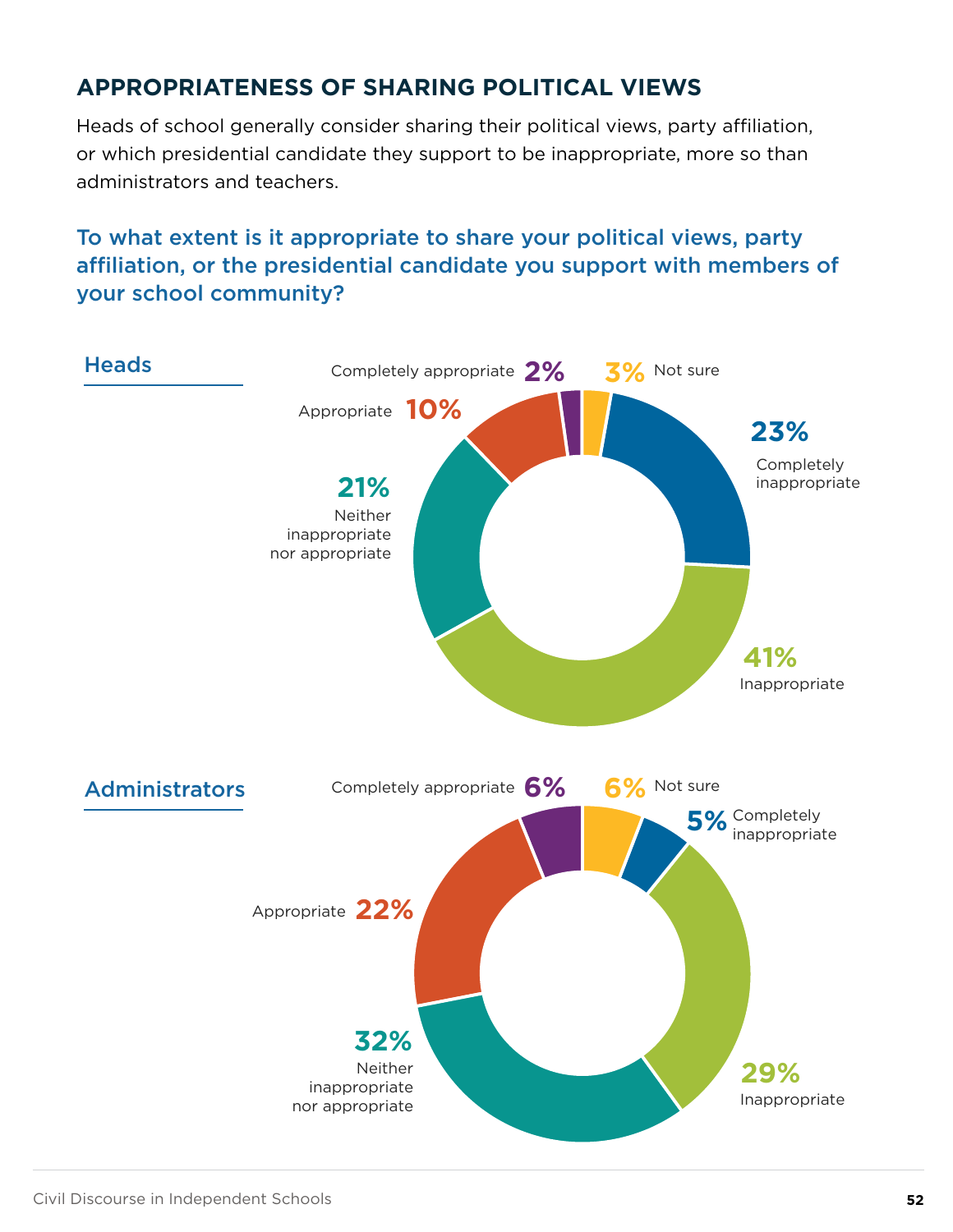## APPROPRIATENESS OF SHARING POLITICAL VIEWS

Heads of school generally consider sharing their political views, party affiliation, or which presidential candidate they support to be inappropriate, more so than administrators and teachers.

### To what extent is it appropriate to share your political views, party affiliation, or the presidential candidate you support with members of your school community?

**Heads**

| Response | Percentage |
|---|---|
| Completely appropriate | 2% |
| Appropriate | 10% |
| Neither inappropriate nor appropriate | 21% |
| Inappropriate | 41% |
| Completely inappropriate | 23% |
| Not sure | 3% |

**Administrators**

| Response | Percentage |
|---|---|
| Completely appropriate | 6% |
| Appropriate | 22% |
| Neither inappropriate nor appropriate | 32% |
| Inappropriate | 29% |
| Completely inappropriate | 5% |
| Not sure | 6% |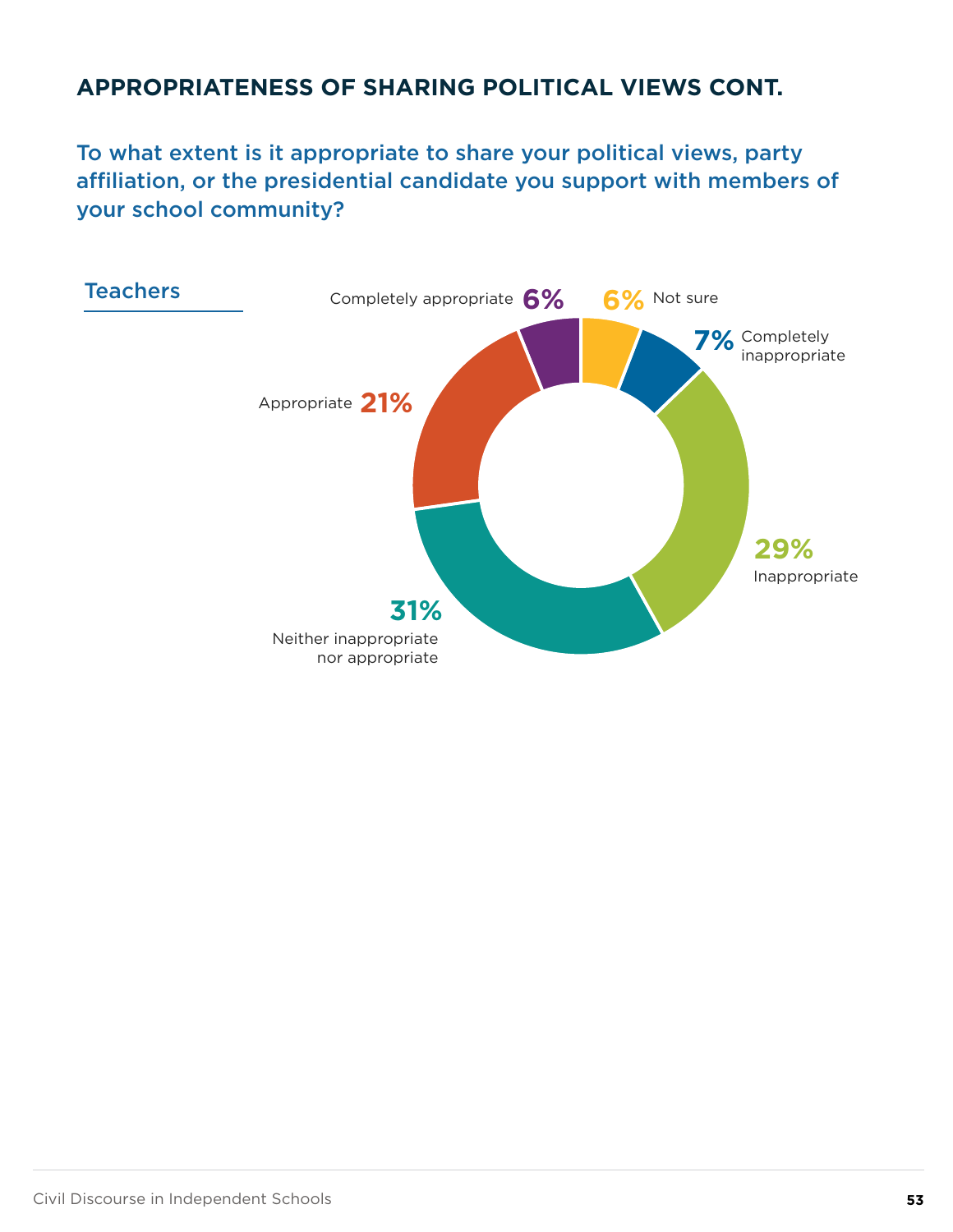## APPROPRIATENESS OF SHARING POLITICAL VIEWS CONT.

### To what extent is it appropriate to share your political views, party affiliation, or the presidential candidate you support with members of your school community?

**Teachers**

| Response | Percentage |
| --- | --- |
| Completely appropriate | 6% |
| Appropriate | 21% |
| Neither inappropriate nor appropriate | 31% |
| Inappropriate | 29% |
| Completely inappropriate | 7% |
| Not sure | 6% |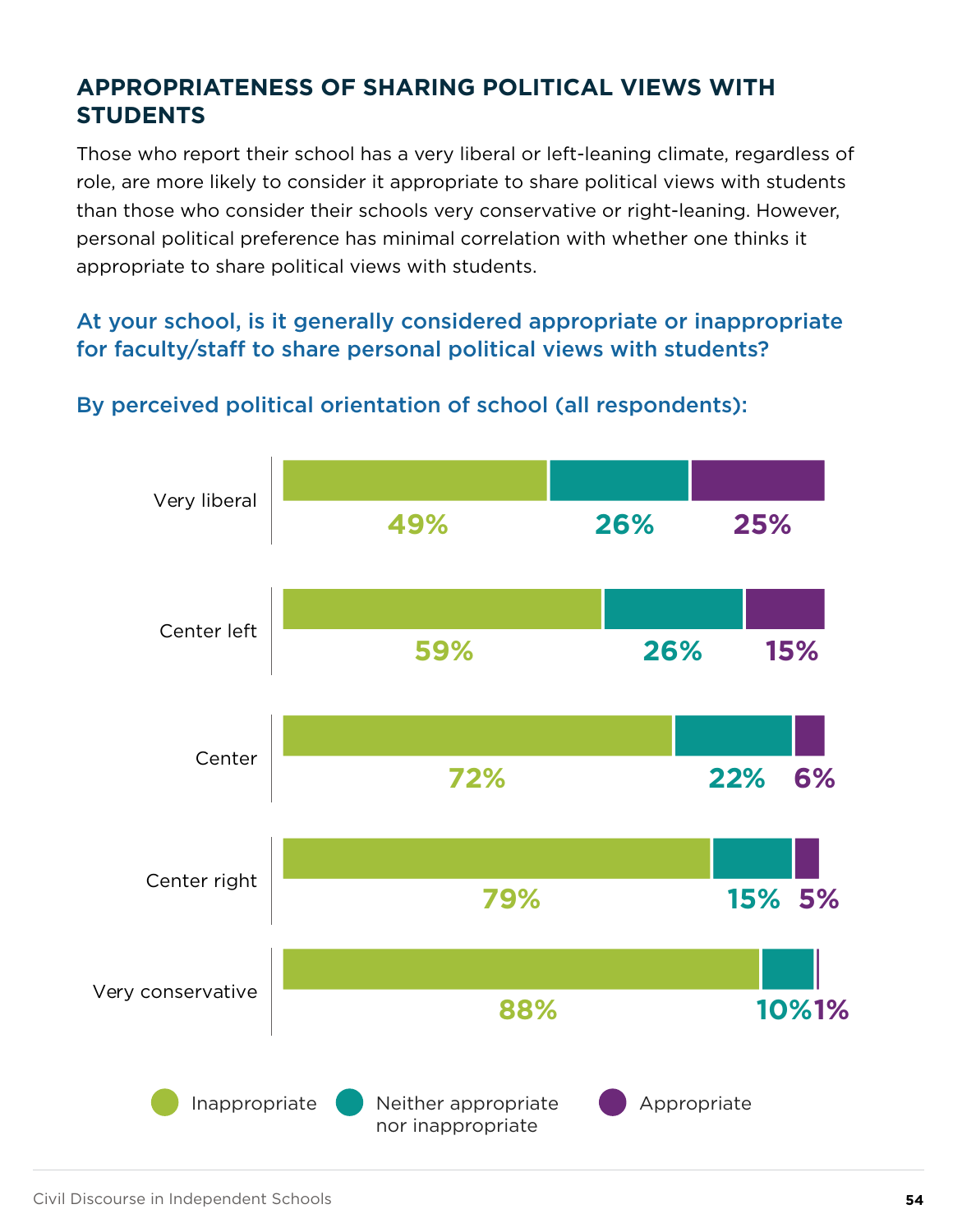## APPROPRIATENESS OF SHARING POLITICAL VIEWS WITH STUDENTS

Those who report their school has a very liberal or left-leaning climate, regardless of role, are more likely to consider it appropriate to share political views with students than those who consider their schools very conservative or right-leaning. However, personal political preference has minimal correlation with whether one thinks it appropriate to share political views with students.

### At your school, is it generally considered appropriate or inappropriate for faculty/staff to share personal political views with students?

#### By perceived political orientation of school (all respondents):

| | Inappropriate | Neither appropriate nor inappropriate | Appropriate |
|---|---|---|---|
| Very liberal | 49% | 26% | 25% |
| Center left | 59% | 26% | 15% |
| Center | 72% | 22% | 6% |
| Center right | 79% | 15% | 5% |
| Very conservative | 88% | 10% | 1% |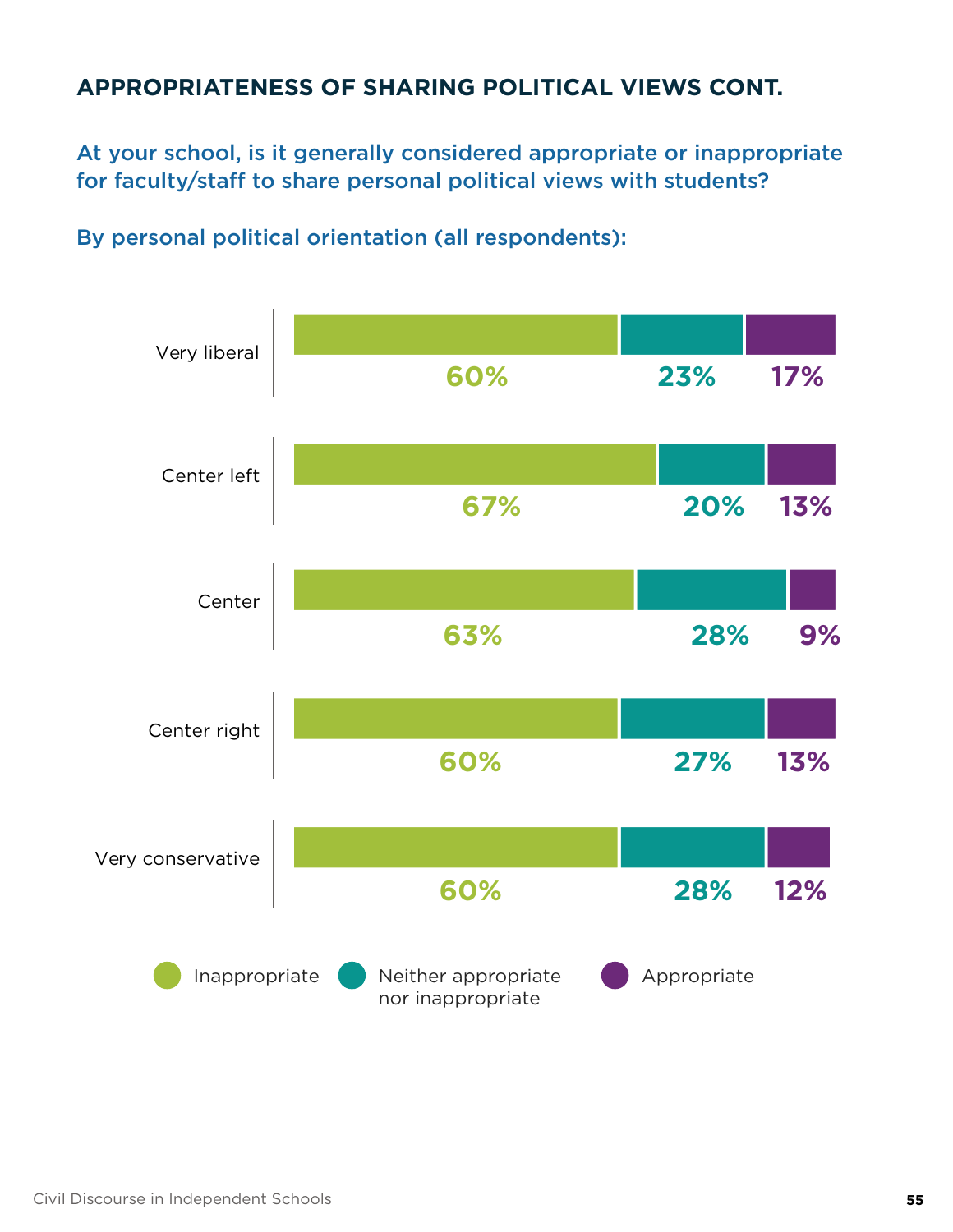## APPROPRIATENESS OF SHARING POLITICAL VIEWS CONT.

### At your school, is it generally considered appropriate or inappropriate for faculty/staff to share personal political views with students?

### By personal political orientation (all respondents):

| | Inappropriate | Neither appropriate nor inappropriate | Appropriate |
|---|---|---|---|
| Very liberal | 60% | 23% | 17% |
| Center left | 67% | 20% | 13% |
| Center | 63% | 28% | 9% |
| Center right | 60% | 27% | 13% |
| Very conservative | 60% | 28% | 12% |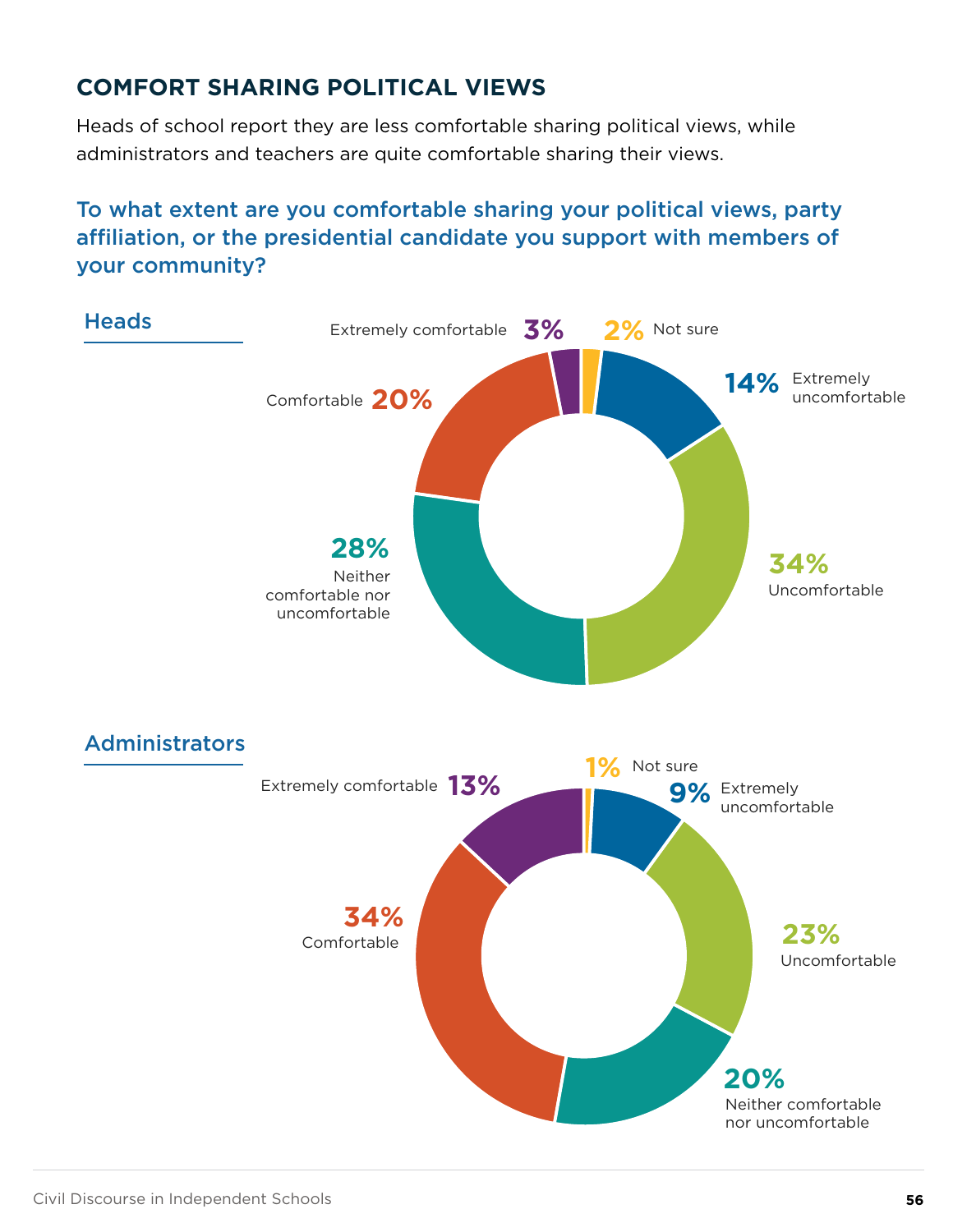## COMFORT SHARING POLITICAL VIEWS

Heads of school report they are less comfortable sharing political views, while administrators and teachers are quite comfortable sharing their views.

### To what extent are you comfortable sharing your political views, party affiliation, or the presidential candidate you support with members of your community?

**Heads**

| Response | Percent |
|---|---|
| Extremely comfortable | 3% |
| Comfortable | 20% |
| Neither comfortable nor uncomfortable | 28% |
| Uncomfortable | 34% |
| Extremely uncomfortable | 14% |
| Not sure | 2% |

**Administrators**

| Response | Percent |
|---|---|
| Extremely comfortable | 13% |
| Comfortable | 34% |
| Neither comfortable nor uncomfortable | 20% |
| Uncomfortable | 23% |
| Extremely uncomfortable | 9% |
| Not sure | 1% |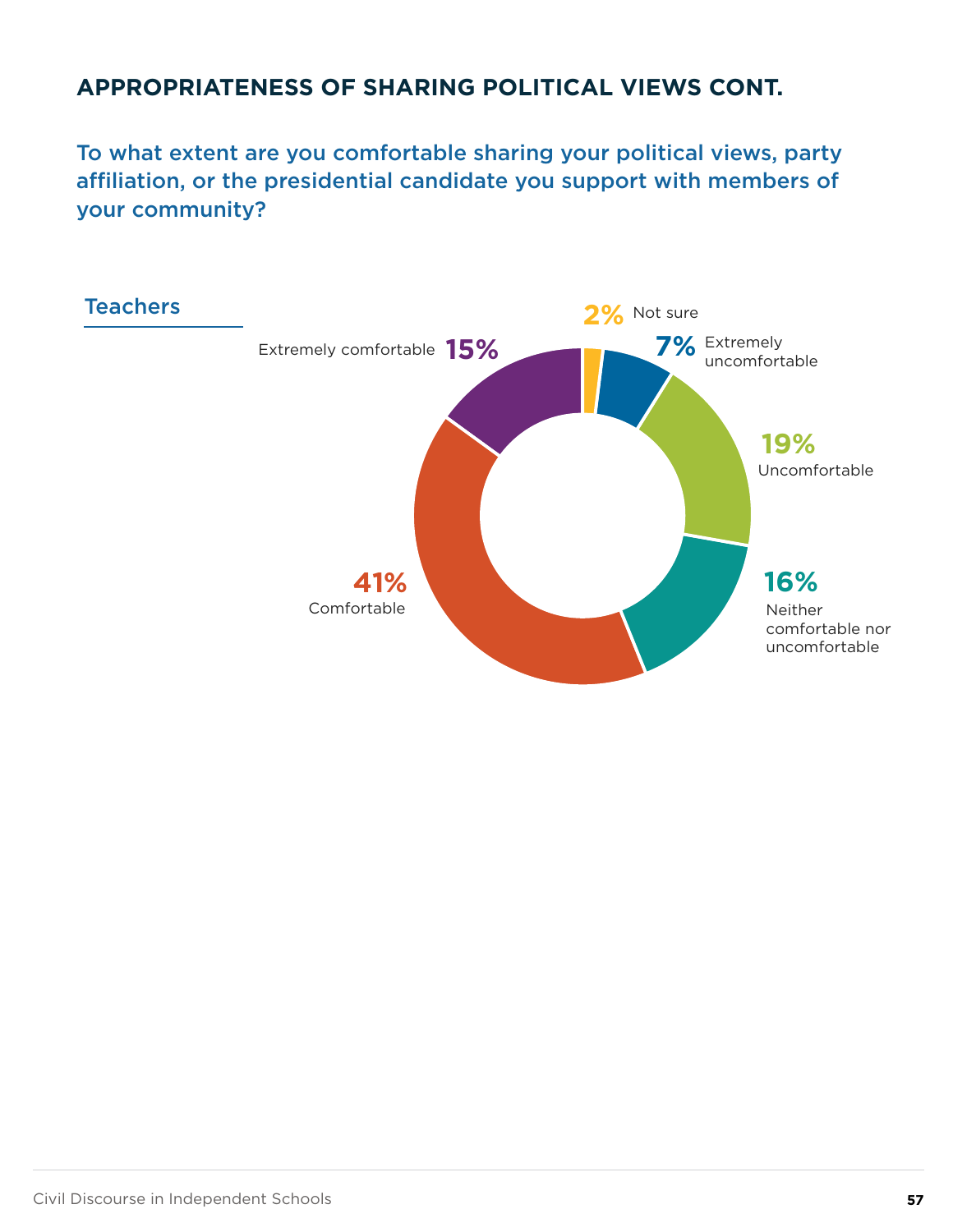## APPROPRIATENESS OF SHARING POLITICAL VIEWS CONT.

### To what extent are you comfortable sharing your political views, party affiliation, or the presidential candidate you support with members of your community?

**Teachers**

| Response | Percentage |
| --- | --- |
| Not sure | 2% |
| Extremely uncomfortable | 7% |
| Uncomfortable | 19% |
| Neither comfortable nor uncomfortable | 16% |
| Comfortable | 41% |
| Extremely comfortable | 15% |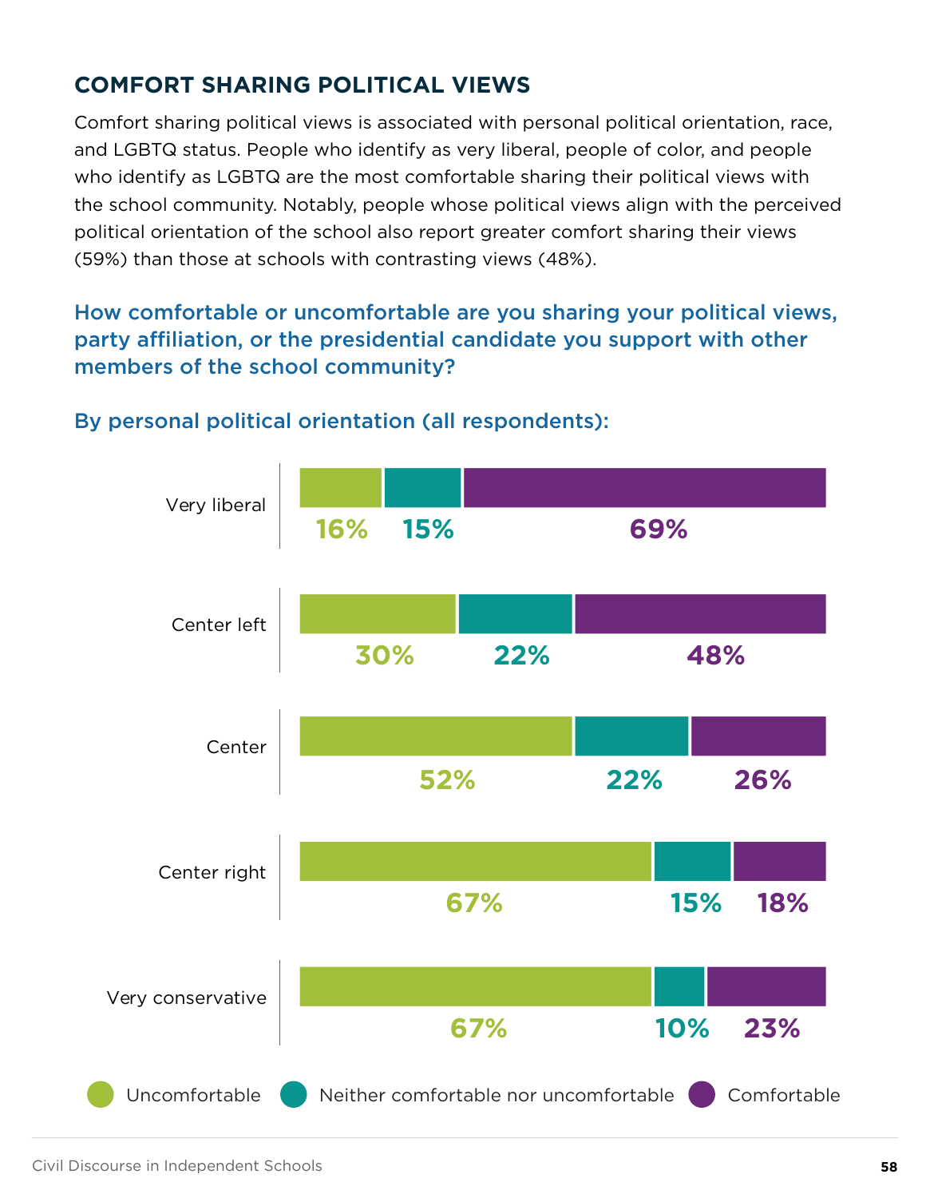## COMFORT SHARING POLITICAL VIEWS

Comfort sharing political views is associated with personal political orientation, race, and LGBTQ status. People who identify as very liberal, people of color, and people who identify as LGBTQ are the most comfortable sharing their political views with the school community. Notably, people whose political views align with the perceived political orientation of the school also report greater comfort sharing their views (59%) than those at schools with contrasting views (48%).

### How comfortable or uncomfortable are you sharing your political views, party affiliation, or the presidential candidate you support with other members of the school community?

#### By personal political orientation (all respondents):

| | Uncomfortable | Neither comfortable nor uncomfortable | Comfortable |
|---|---|---|---|
| Very liberal | 16% | 15% | 69% |
| Center left | 30% | 22% | 48% |
| Center | 52% | 22% | 26% |
| Center right | 67% | 15% | 18% |
| Very conservative | 67% | 10% | 23% |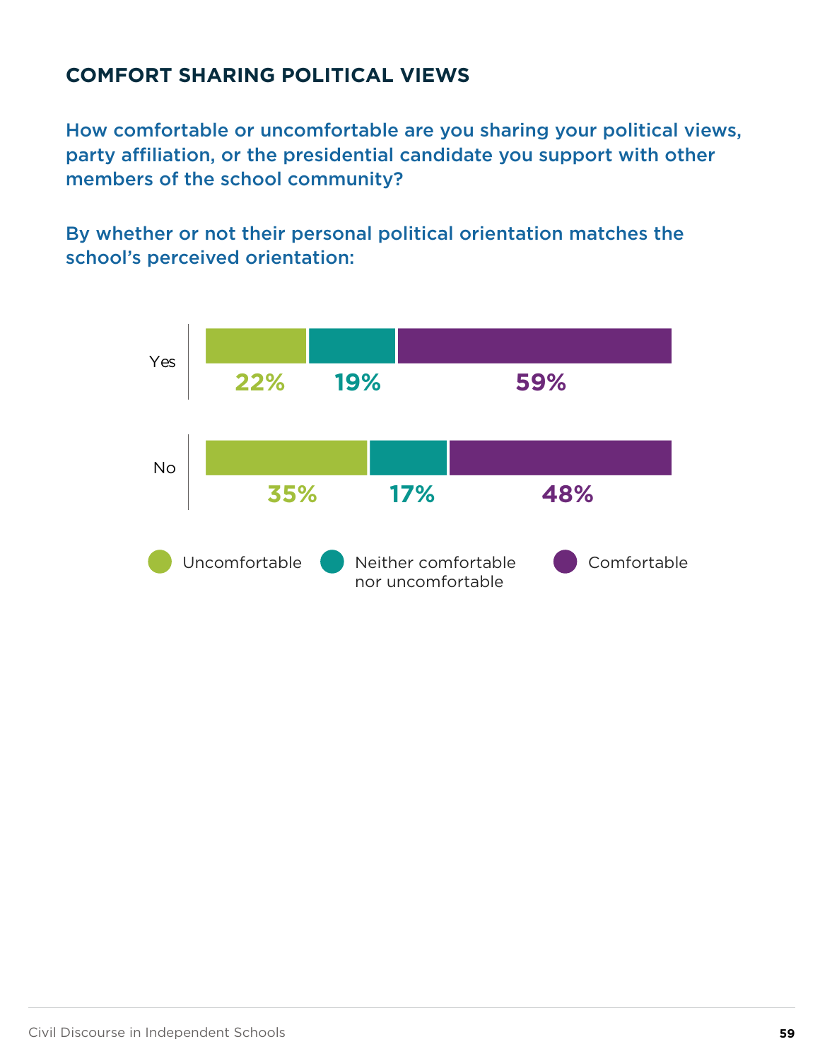## COMFORT SHARING POLITICAL VIEWS

### How comfortable or uncomfortable are you sharing your political views, party affiliation, or the presidential candidate you support with other members of the school community?

### By whether or not their personal political orientation matches the school's perceived orientation:

| | Uncomfortable | Neither comfortable nor uncomfortable | Comfortable |
|---|---|---|---|
| Yes | 22% | 19% | 59% |
| No | 35% | 17% | 48% |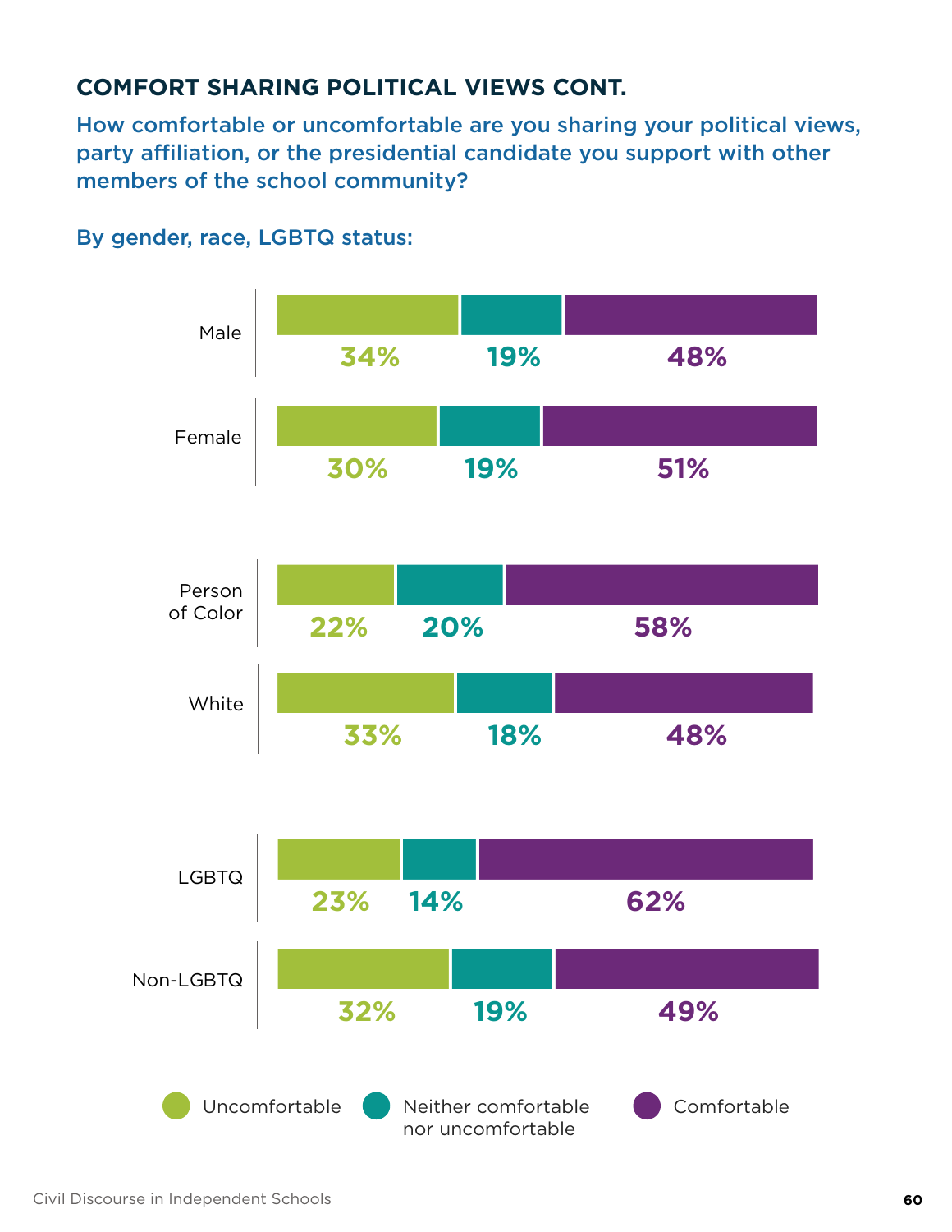## COMFORT SHARING POLITICAL VIEWS CONT.

### How comfortable or uncomfortable are you sharing your political views, party affiliation, or the presidential candidate you support with other members of the school community?

**By gender, race, LGBTQ status:**

| Group | Uncomfortable | Neither comfortable nor uncomfortable | Comfortable |
|---|---|---|---|
| Male | 34% | 19% | 48% |
| Female | 30% | 19% | 51% |
| Person of Color | 22% | 20% | 58% |
| White | 33% | 18% | 48% |
| LGBTQ | 23% | 14% | 62% |
| Non-LGBTQ | 32% | 19% | 49% |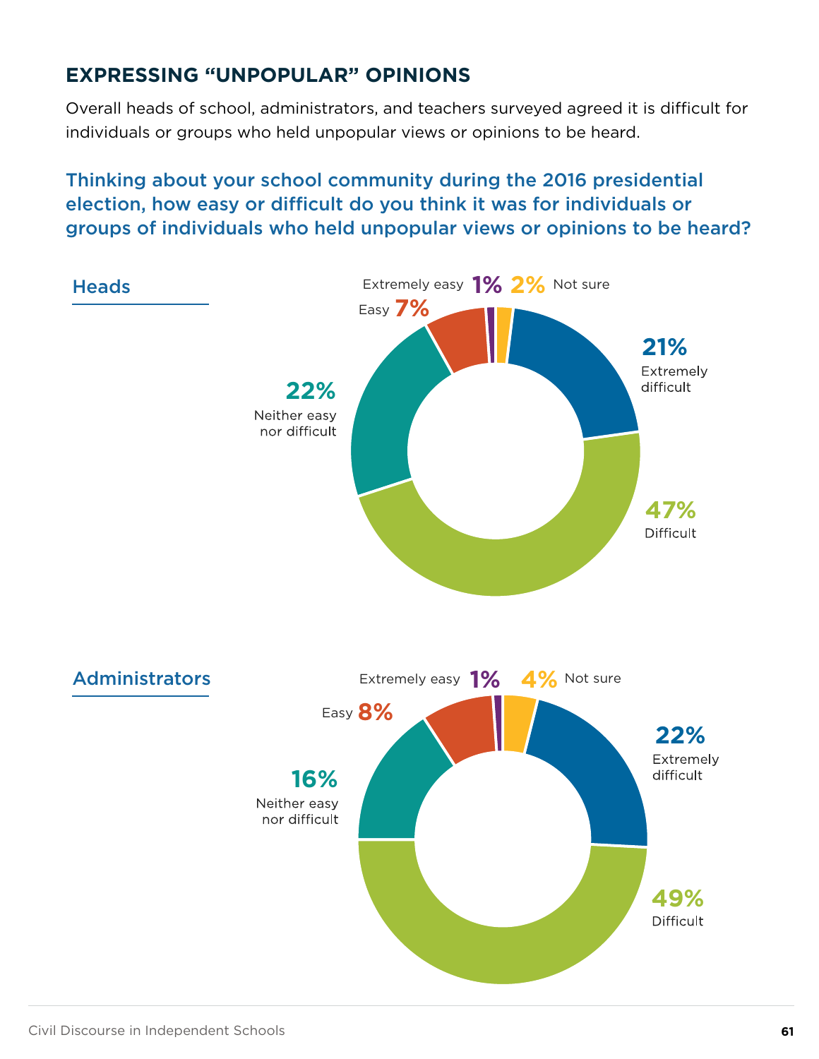## EXPRESSING "UNPOPULAR" OPINIONS

Overall heads of school, administrators, and teachers surveyed agreed it is difficult for individuals or groups who held unpopular views or opinions to be heard.

### Thinking about your school community during the 2016 presidential election, how easy or difficult do you think it was for individuals or groups of individuals who held unpopular views or opinions to be heard?

**Heads**

| Response | Percentage |
|---|---|
| Extremely easy | 1% |
| Easy | 7% |
| Neither easy nor difficult | 22% |
| Difficult | 47% |
| Extremely difficult | 21% |
| Not sure | 2% |

**Administrators**

| Response | Percentage |
|---|---|
| Extremely easy | 1% |
| Easy | 8% |
| Neither easy nor difficult | 16% |
| Difficult | 49% |
| Extremely difficult | 22% |
| Not sure | 4% |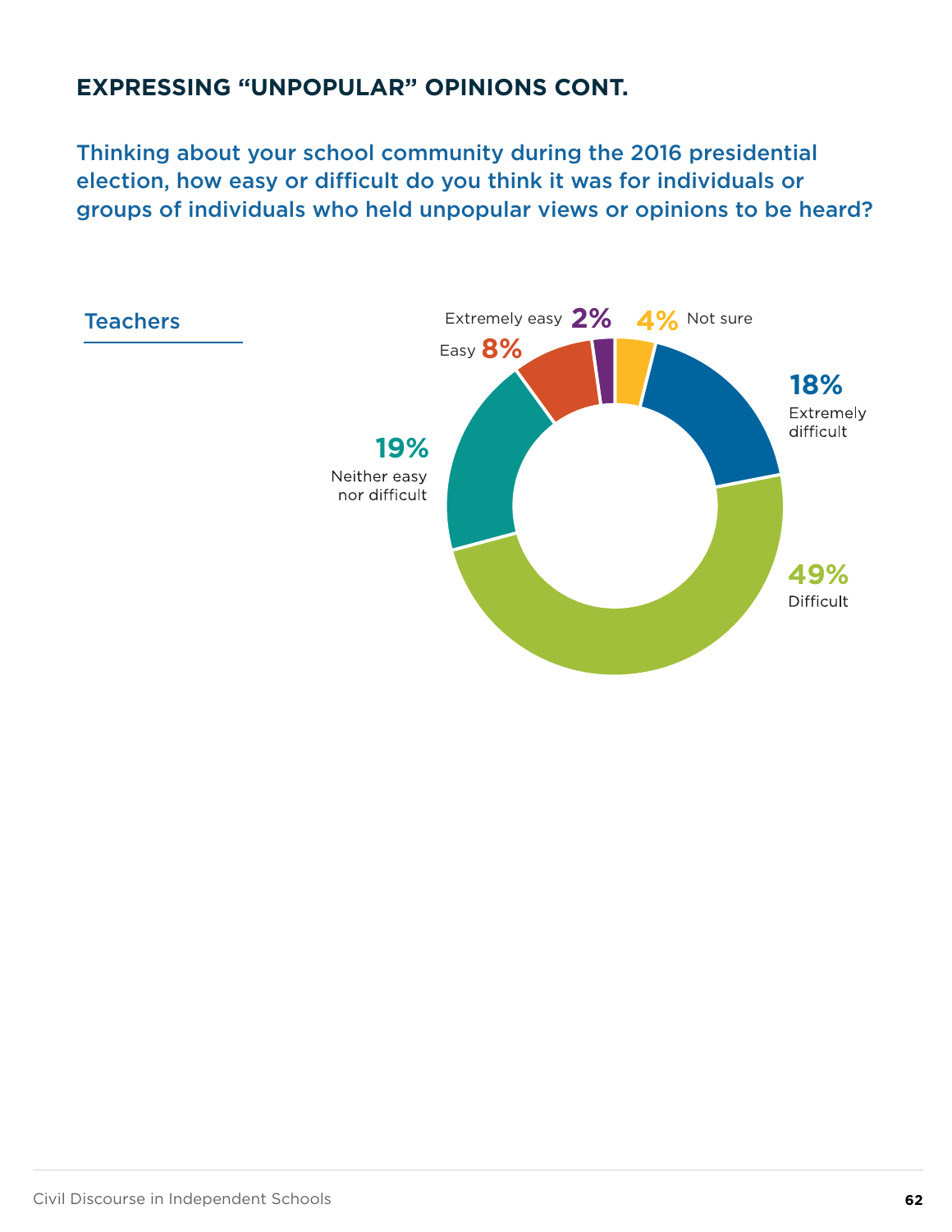## EXPRESSING "UNPOPULAR" OPINIONS CONT.

### Thinking about your school community during the 2016 presidential election, how easy or difficult do you think it was for individuals or groups of individuals who held unpopular views or opinions to be heard?

**Teachers**

| Response | Percentage |
| --- | --- |
| Extremely easy | 2% |
| Easy | 8% |
| Neither easy nor difficult | 19% |
| Difficult | 49% |
| Extremely difficult | 18% |
| Not sure | 4% |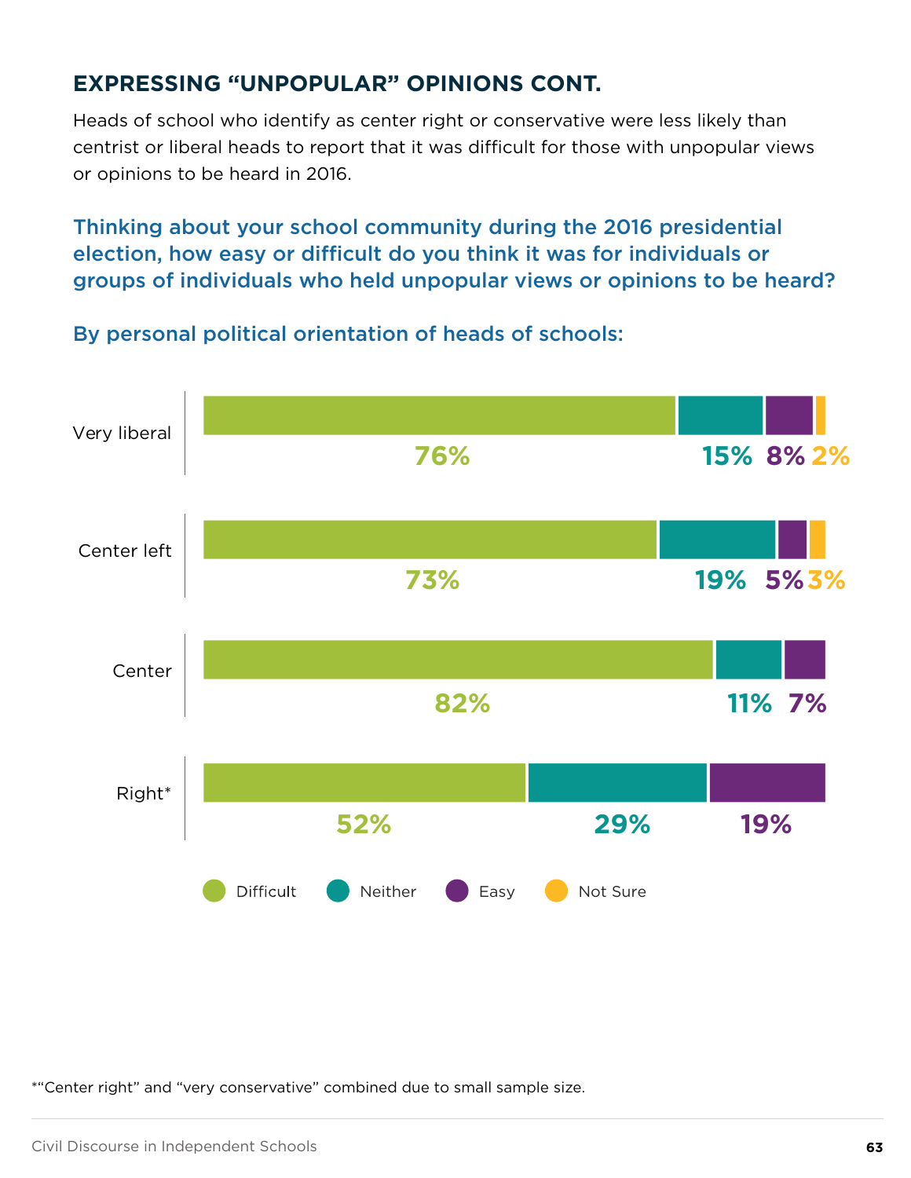## EXPRESSING "UNPOPULAR" OPINIONS CONT.

Heads of school who identify as center right or conservative were less likely than centrist or liberal heads to report that it was difficult for those with unpopular views or opinions to be heard in 2016.

### Thinking about your school community during the 2016 presidential election, how easy or difficult do you think it was for individuals or groups of individuals who held unpopular views or opinions to be heard?

### By personal political orientation of heads of schools:

| | Difficult | Neither | Easy | Not Sure |
|---|---|---|---|---|
| Very liberal | 76% | 15% | 8% | 2% |
| Center left | 73% | 19% | 5% | 3% |
| Center | 82% | 11% | 7% | |
| Right* | 52% | 29% | 19% | |

*"Center right" and "very conservative" combined due to small sample size.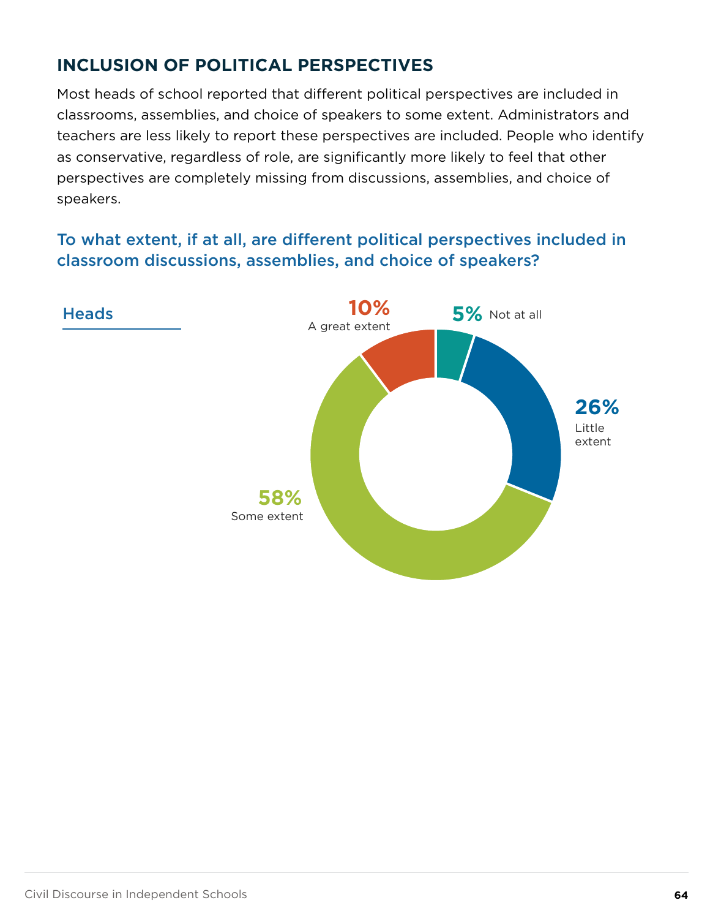## INCLUSION OF POLITICAL PERSPECTIVES

Most heads of school reported that different political perspectives are included in classrooms, assemblies, and choice of speakers to some extent. Administrators and teachers are less likely to report these perspectives are included. People who identify as conservative, regardless of role, are significantly more likely to feel that other perspectives are completely missing from discussions, assemblies, and choice of speakers.

### To what extent, if at all, are different political perspectives included in classroom discussions, assemblies, and choice of speakers?

Heads

| Response | Percentage |
| --- | --- |
| Not at all | 5% |
| Little extent | 26% |
| Some extent | 58% |
| A great extent | 10% |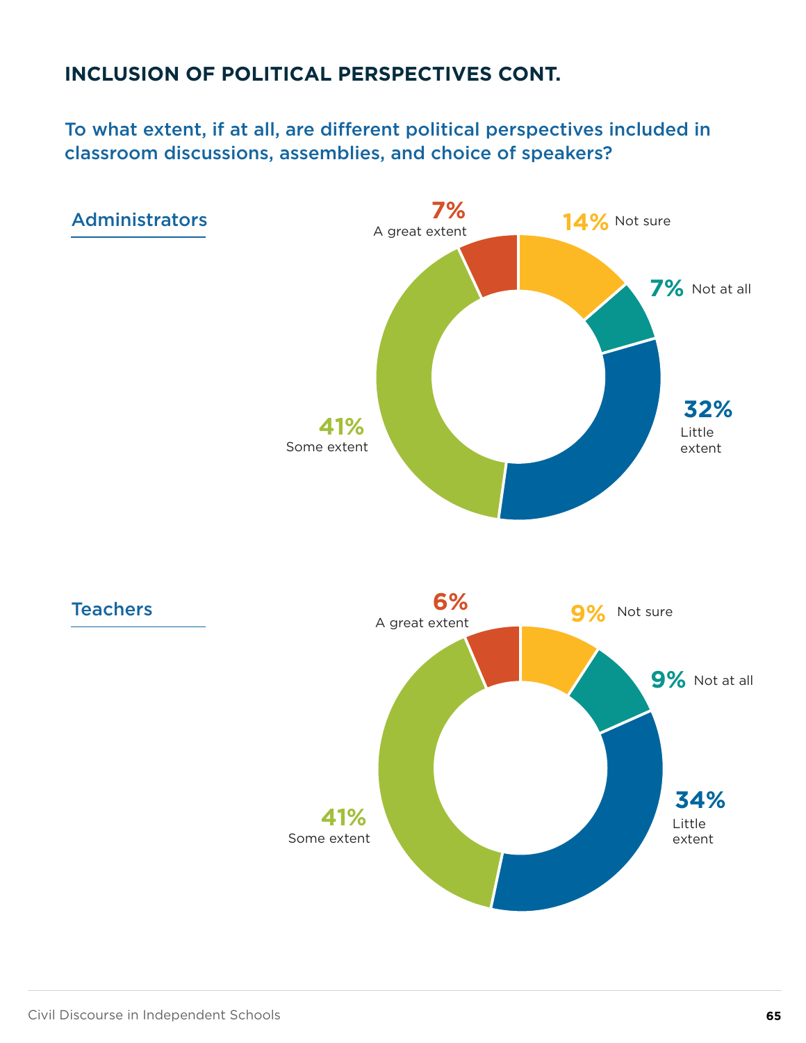## INCLUSION OF POLITICAL PERSPECTIVES CONT.

### To what extent, if at all, are different political perspectives included in classroom discussions, assemblies, and choice of speakers?

**Administrators**

| Response | Percentage |
|---|---|
| A great extent | 7% |
| Some extent | 41% |
| Little extent | 32% |
| Not at all | 7% |
| Not sure | 14% |

**Teachers**

| Response | Percentage |
|---|---|
| A great extent | 6% |
| Some extent | 41% |
| Little extent | 34% |
| Not at all | 9% |
| Not sure | 9% |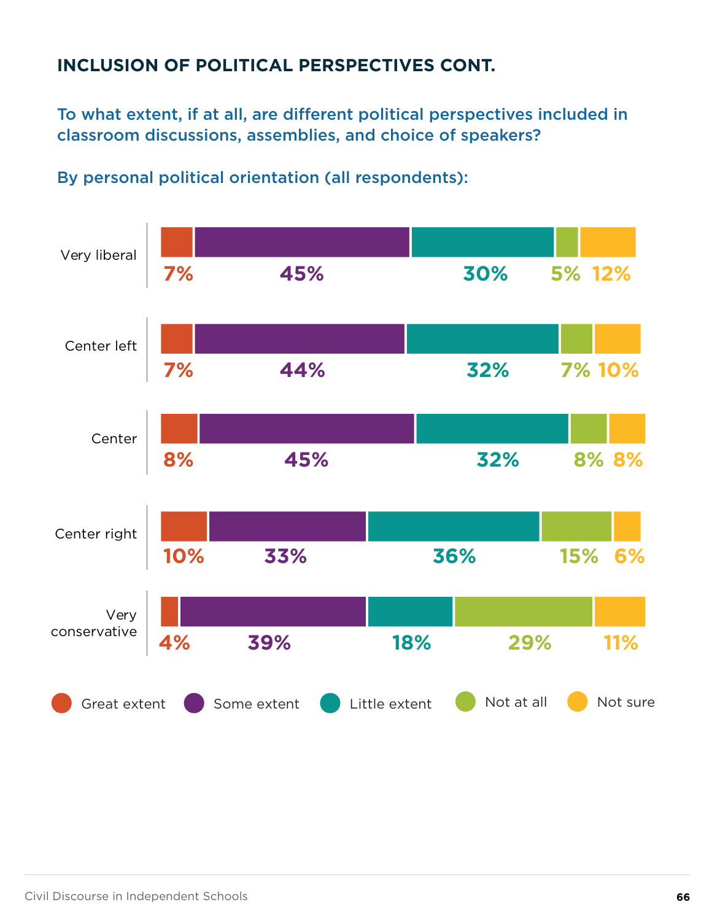## INCLUSION OF POLITICAL PERSPECTIVES CONT.

### To what extent, if at all, are different political perspectives included in classroom discussions, assemblies, and choice of speakers?

### By personal political orientation (all respondents):

| | Great extent | Some extent | Little extent | Not at all | Not sure |
|---|---|---|---|---|---|
| Very liberal | 7% | 45% | 30% | 5% | 12% |
| Center left | 7% | 44% | 32% | 7% | 10% |
| Center | 8% | 45% | 32% | 8% | 8% |
| Center right | 10% | 33% | 36% | 15% | 6% |
| Very conservative | 4% | 39% | 18% | 29% | 11% |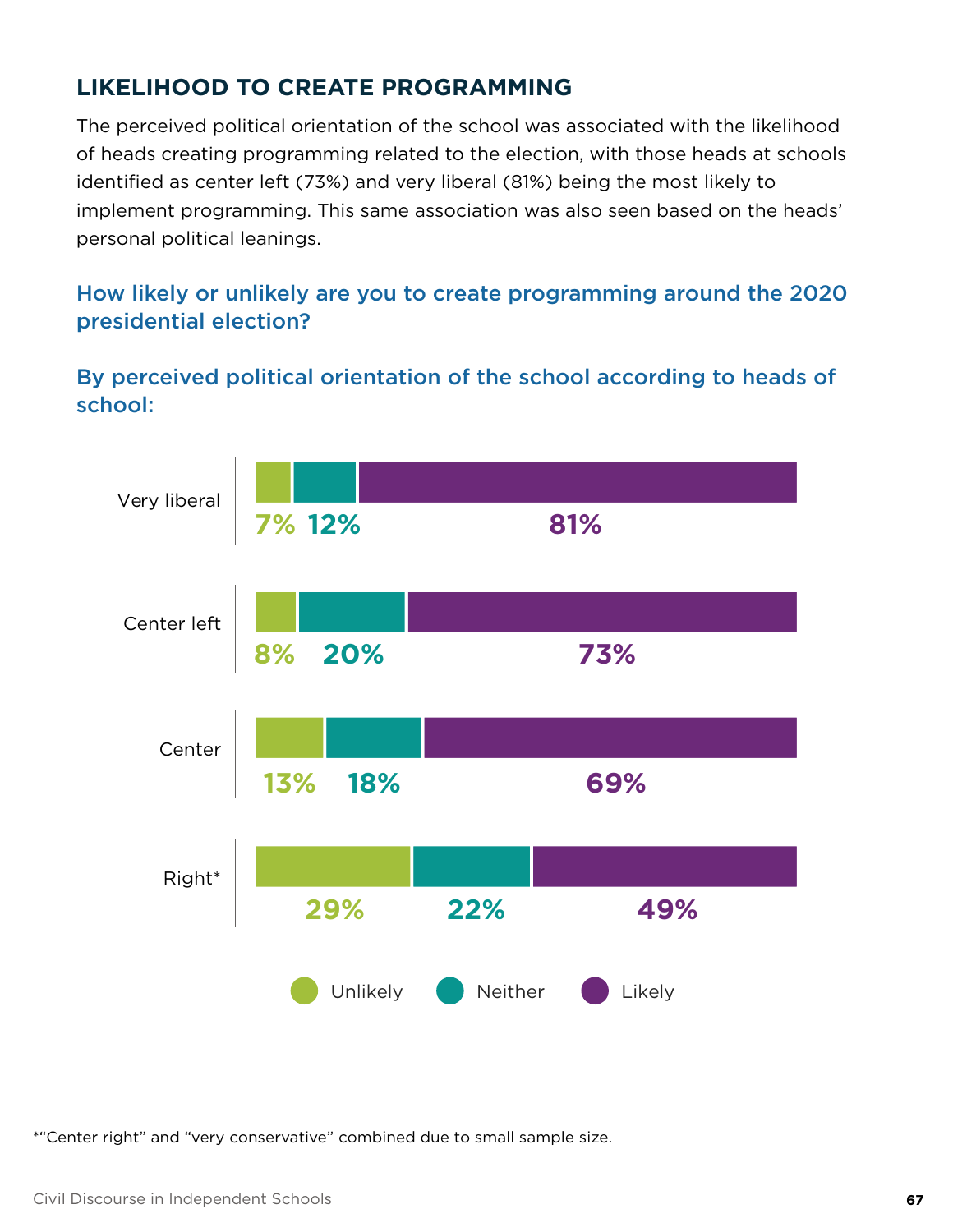## LIKELIHOOD TO CREATE PROGRAMMING

The perceived political orientation of the school was associated with the likelihood of heads creating programming related to the election, with those heads at schools identified as center left (73%) and very liberal (81%) being the most likely to implement programming. This same association was also seen based on the heads' personal political leanings.

### How likely or unlikely are you to create programming around the 2020 presidential election?

### By perceived political orientation of the school according to heads of school:

| | Unlikely | Neither | Likely |
|---|---|---|---|
| Very liberal | 7% | 12% | 81% |
| Center left | 8% | 20% | 73% |
| Center | 13% | 18% | 69% |
| Right* | 29% | 22% | 49% |

*"Center right" and "very conservative" combined due to small sample size.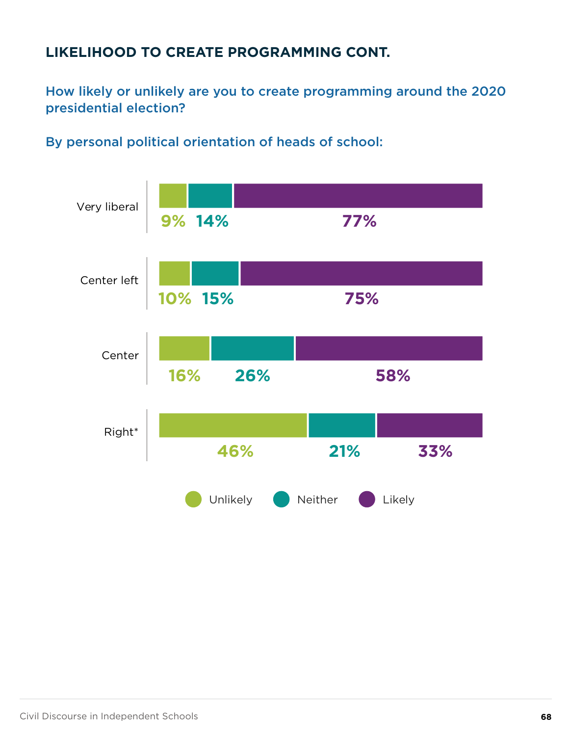## LIKELIHOOD TO CREATE PROGRAMMING CONT.

### How likely or unlikely are you to create programming around the 2020 presidential election?

### By personal political orientation of heads of school:

| | Unlikely | Neither | Likely |
|---|---|---|---|
| Very liberal | 9% | 14% | 77% |
| Center left | 10% | 15% | 75% |
| Center | 16% | 26% | 58% |
| Right* | 46% | 21% | 33% |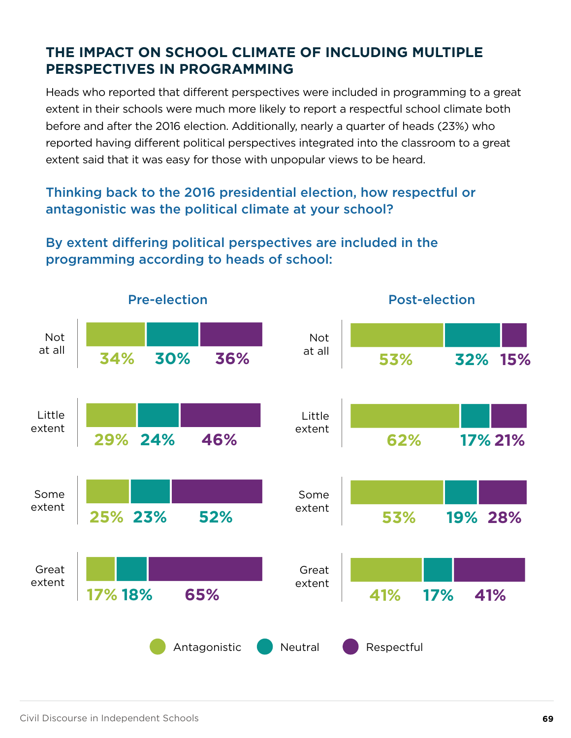## THE IMPACT ON SCHOOL CLIMATE OF INCLUDING MULTIPLE PERSPECTIVES IN PROGRAMMING

Heads who reported that different perspectives were included in programming to a great extent in their schools were much more likely to report a respectful school climate both before and after the 2016 election. Additionally, nearly a quarter of heads (23%) who reported having different political perspectives integrated into the classroom to a great extent said that it was easy for those with unpopular views to be heard.

### Thinking back to the 2016 presidential election, how respectful or antagonistic was the political climate at your school?

### By extent differing political perspectives are included in the programming according to heads of school:

**Pre-election**

| | Antagonistic | Neutral | Respectful |
|---|---|---|---|
| Not at all | 34% | 30% | 36% |
| Little extent | 29% | 24% | 46% |
| Some extent | 25% | 23% | 52% |
| Great extent | 17% | 18% | 65% |

**Post-election**

| | Antagonistic | Neutral | Respectful |
|---|---|---|---|
| Not at all | 53% | 32% | 15% |
| Little extent | 62% | 17% | 21% |
| Some extent | 53% | 19% | 28% |
| Great extent | 41% | 17% | 41% |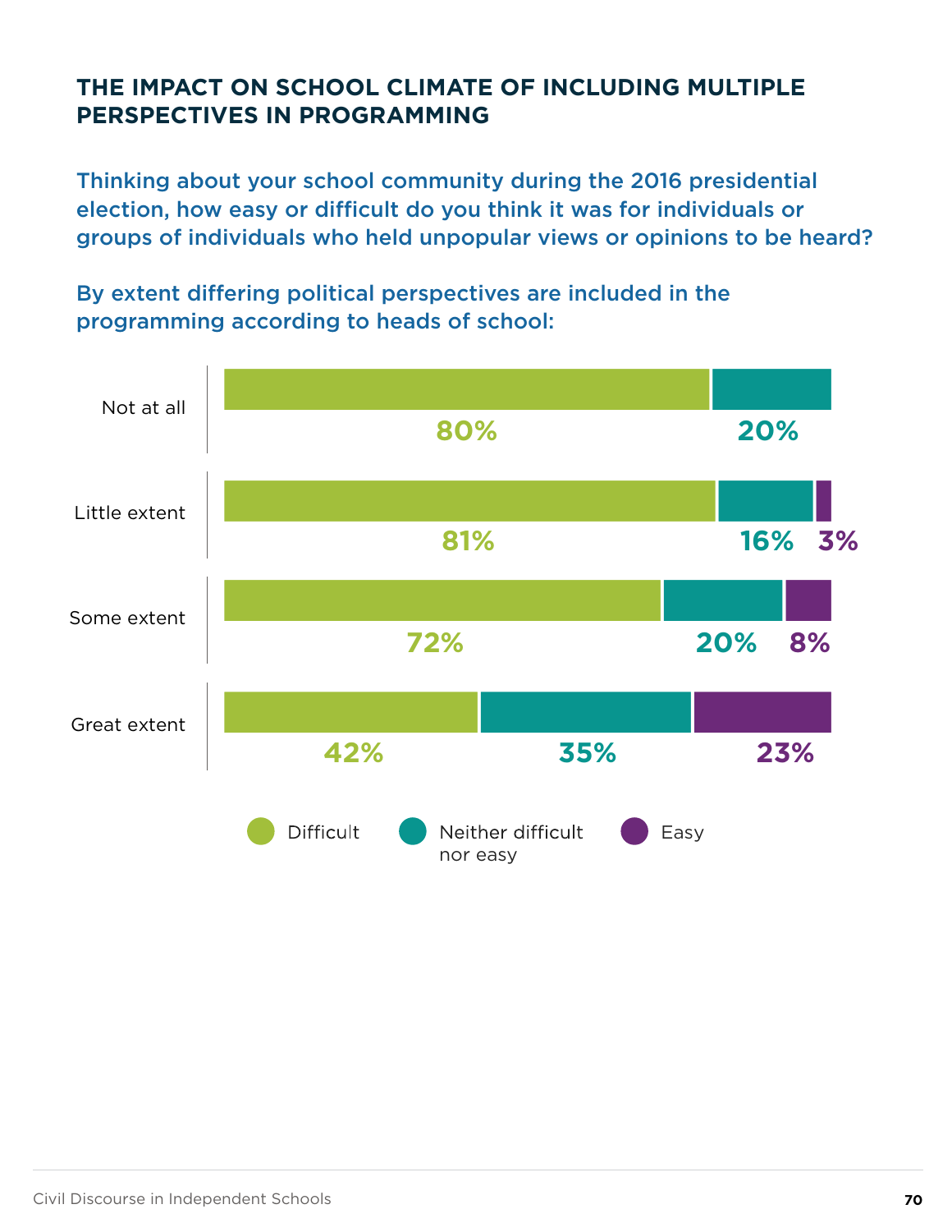## THE IMPACT ON SCHOOL CLIMATE OF INCLUDING MULTIPLE PERSPECTIVES IN PROGRAMMING

**Thinking about your school community during the 2016 presidential election, how easy or difficult do you think it was for individuals or groups of individuals who held unpopular views or opinions to be heard?**

**By extent differing political perspectives are included in the programming according to heads of school:**

| | Difficult | Neither difficult nor easy | Easy |
|---|---|---|---|
| Not at all | 80% | 20% | |
| Little extent | 81% | 16% | 3% |
| Some extent | 72% | 20% | 8% |
| Great extent | 42% | 35% | 23% |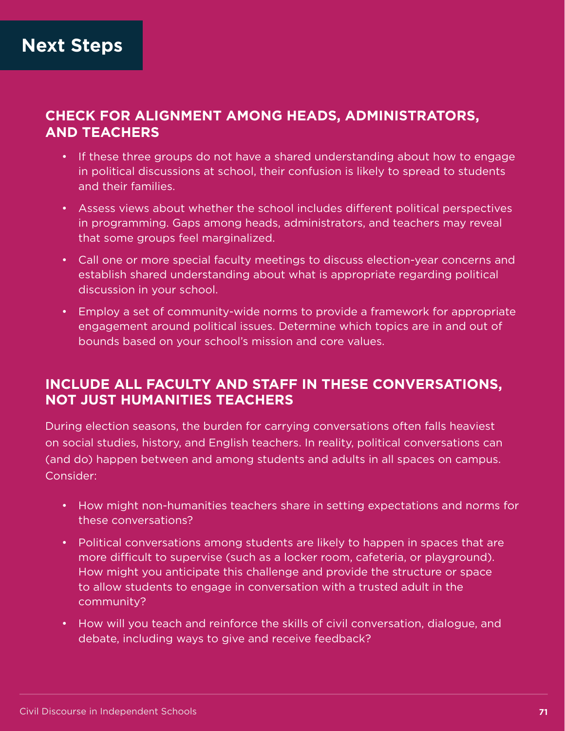# Next Steps

## CHECK FOR ALIGNMENT AMONG HEADS, ADMINISTRATORS, AND TEACHERS

- If these three groups do not have a shared understanding about how to engage in political discussions at school, their confusion is likely to spread to students and their families.
- Assess views about whether the school includes different political perspectives in programming. Gaps among heads, administrators, and teachers may reveal that some groups feel marginalized.
- Call one or more special faculty meetings to discuss election-year concerns and establish shared understanding about what is appropriate regarding political discussion in your school.
- Employ a set of community-wide norms to provide a framework for appropriate engagement around political issues. Determine which topics are in and out of bounds based on your school's mission and core values.

## INCLUDE ALL FACULTY AND STAFF IN THESE CONVERSATIONS, NOT JUST HUMANITIES TEACHERS

During election seasons, the burden for carrying conversations often falls heaviest on social studies, history, and English teachers. In reality, political conversations can (and do) happen between and among students and adults in all spaces on campus. Consider:

- How might non-humanities teachers share in setting expectations and norms for these conversations?
- Political conversations among students are likely to happen in spaces that are more difficult to supervise (such as a locker room, cafeteria, or playground). How might you anticipate this challenge and provide the structure or space to allow students to engage in conversation with a trusted adult in the community?
- How will you teach and reinforce the skills of civil conversation, dialogue, and debate, including ways to give and receive feedback?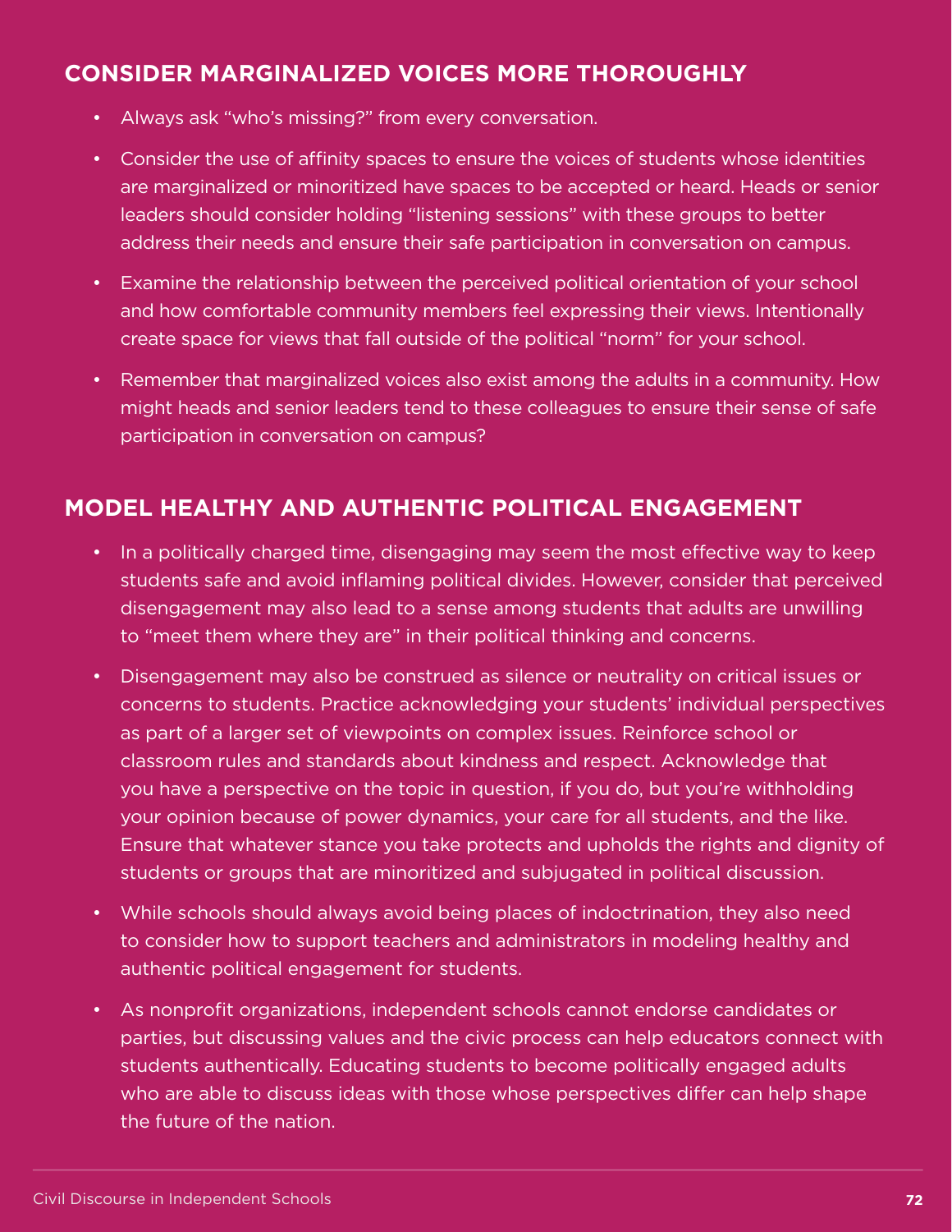## CONSIDER MARGINALIZED VOICES MORE THOROUGHLY

- Always ask "who's missing?" from every conversation.
- Consider the use of affinity spaces to ensure the voices of students whose identities are marginalized or minoritized have spaces to be accepted or heard. Heads or senior leaders should consider holding "listening sessions" with these groups to better address their needs and ensure their safe participation in conversation on campus.
- Examine the relationship between the perceived political orientation of your school and how comfortable community members feel expressing their views. Intentionally create space for views that fall outside of the political "norm" for your school.
- Remember that marginalized voices also exist among the adults in a community. How might heads and senior leaders tend to these colleagues to ensure their sense of safe participation in conversation on campus?

## MODEL HEALTHY AND AUTHENTIC POLITICAL ENGAGEMENT

- In a politically charged time, disengaging may seem the most effective way to keep students safe and avoid inflaming political divides. However, consider that perceived disengagement may also lead to a sense among students that adults are unwilling to "meet them where they are" in their political thinking and concerns.
- Disengagement may also be construed as silence or neutrality on critical issues or concerns to students. Practice acknowledging your students' individual perspectives as part of a larger set of viewpoints on complex issues. Reinforce school or classroom rules and standards about kindness and respect. Acknowledge that you have a perspective on the topic in question, if you do, but you're withholding your opinion because of power dynamics, your care for all students, and the like. Ensure that whatever stance you take protects and upholds the rights and dignity of students or groups that are minoritized and subjugated in political discussion.
- While schools should always avoid being places of indoctrination, they also need to consider how to support teachers and administrators in modeling healthy and authentic political engagement for students.
- As nonprofit organizations, independent schools cannot endorse candidates or parties, but discussing values and the civic process can help educators connect with students authentically. Educating students to become politically engaged adults who are able to discuss ideas with those whose perspectives differ can help shape the future of the nation.